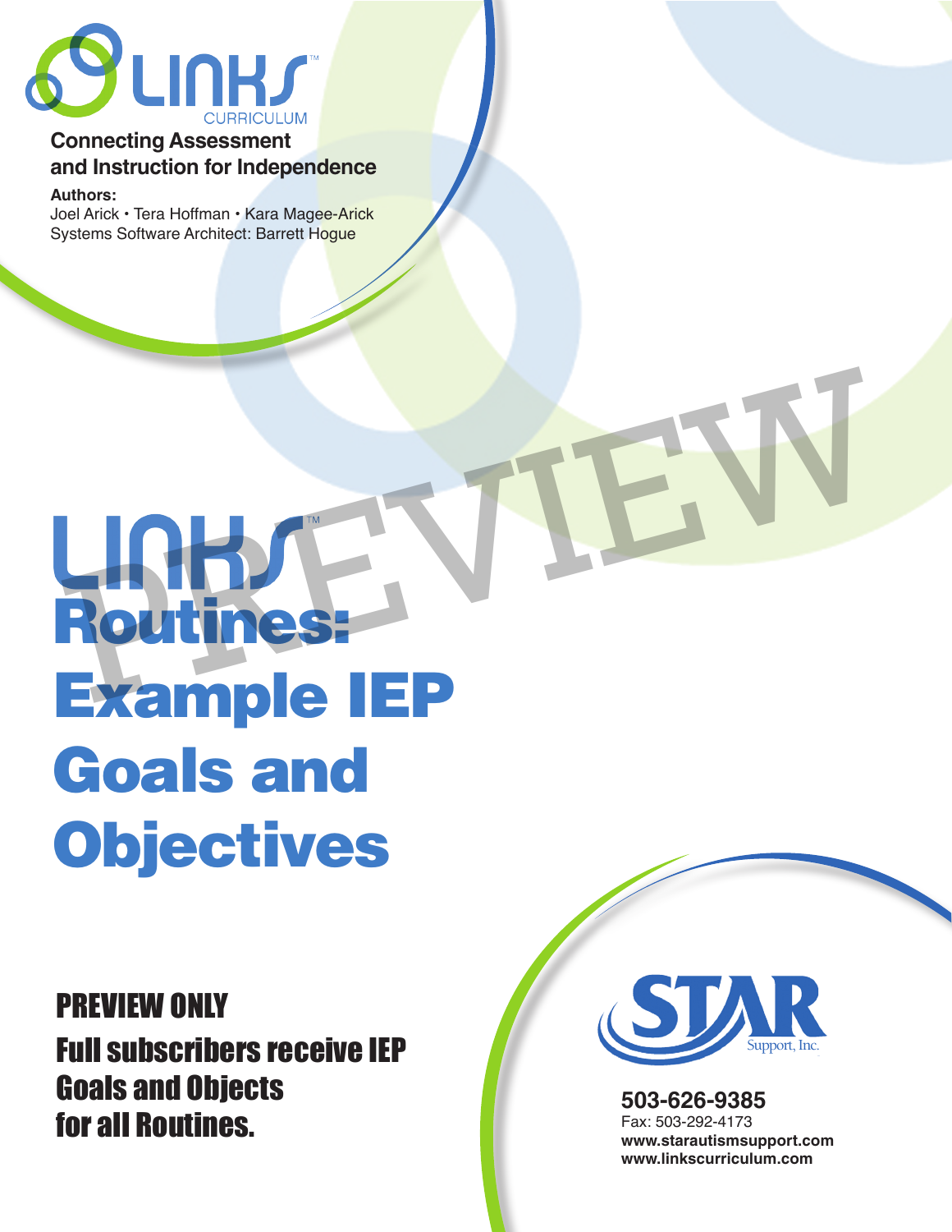LINKS™ CURRICULUM

**Connecting Assessment and Instruction for Independence**

**Authors:**
Joel Arick • Tera Hoffman • Kara Magee-Arick
Systems Software Architect: Barrett Hogue

PREVIEW

# LINKS™ Routines: Example IEP Goals and Objectives

**PREVIEW ONLY**
**Full subscribers receive IEP Goals and Objects for all Routines.**

STAR Support, Inc.

**503-626-9385**
Fax: 503-292-4173
**www.starautismsupport.com**
**www.linkscurriculum.com**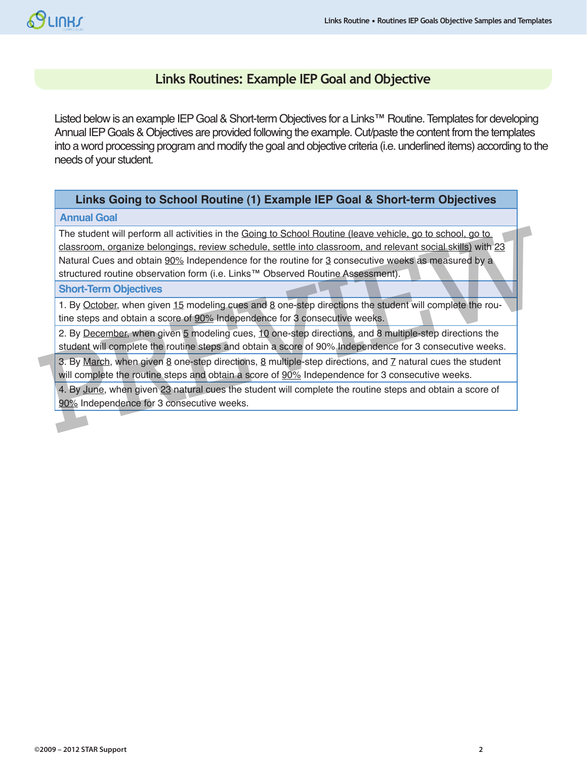## Links Routines: Example IEP Goal and Objective

Listed below is an example IEP Goal & Short-term Objectives for a Links™ Routine. Templates for developing Annual IEP Goals & Objectives are provided following the example. Cut/paste the content from the templates into a word processing program and modify the goal and objective criteria (i.e. underlined items) according to the needs of your student.

| Links Going to School Routine (1) Example IEP Goal & Short-term Objectives |
|---|
| **Annual Goal** |
| The student will perform all activities in the Going to School Routine (leave vehicle, go to school, go to classroom, organize belongings, review schedule, settle into classroom, and relevant social skills) with 23 Natural Cues and obtain 90% Independence for the routine for 3 consecutive weeks as measured by a structured routine observation form (i.e. Links™ Observed Routine Assessment). |
| **Short-Term Objectives** |
| 1. By October, when given 15 modeling cues and 8 one-step directions the student will complete the routine steps and obtain a score of 90% Independence for 3 consecutive weeks. |
| 2. By December, when given 5 modeling cues, 10 one-step directions, and 8 multiple-step directions the student will complete the routine steps and obtain a score of 90% Independence for 3 consecutive weeks. |
| 3. By March, when given 8 one-step directions, 8 multiple-step directions, and 7 natural cues the student will complete the routine steps and obtain a score of 90% Independence for 3 consecutive weeks. |
| 4. By June, when given 23 natural cues the student will complete the routine steps and obtain a score of 90% Independence for 3 consecutive weeks. |

©2009 – 2012 STAR Support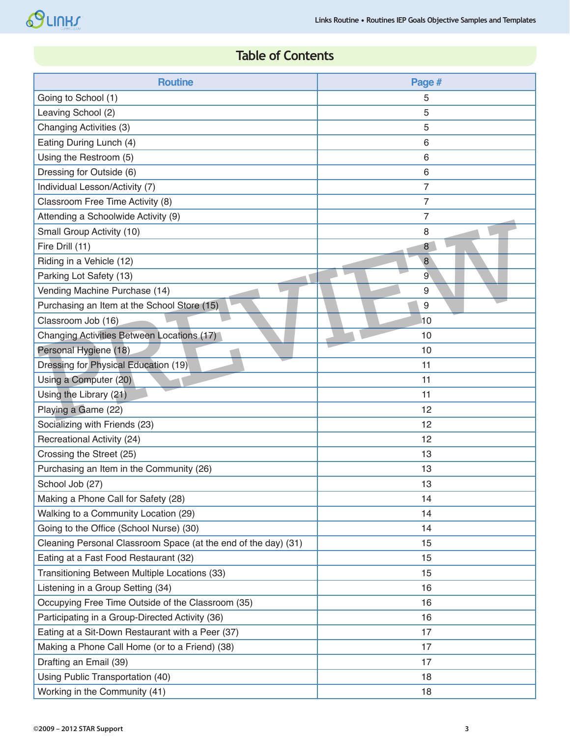## Table of Contents

| Routine | Page # |
|---|---|
| Going to School (1) | 5 |
| Leaving School (2) | 5 |
| Changing Activities (3) | 5 |
| Eating During Lunch (4) | 6 |
| Using the Restroom (5) | 6 |
| Dressing for Outside (6) | 6 |
| Individual Lesson/Activity (7) | 7 |
| Classroom Free Time Activity (8) | 7 |
| Attending a Schoolwide Activity (9) | 7 |
| Small Group Activity (10) | 8 |
| Fire Drill (11) | 8 |
| Riding in a Vehicle (12) | 8 |
| Parking Lot Safety (13) | 9 |
| Vending Machine Purchase (14) | 9 |
| Purchasing an Item at the School Store (15) | 9 |
| Classroom Job (16) | 10 |
| Changing Activities Between Locations (17) | 10 |
| Personal Hygiene (18) | 10 |
| Dressing for Physical Education (19) | 11 |
| Using a Computer (20) | 11 |
| Using the Library (21) | 11 |
| Playing a Game (22) | 12 |
| Socializing with Friends (23) | 12 |
| Recreational Activity (24) | 12 |
| Crossing the Street (25) | 13 |
| Purchasing an Item in the Community (26) | 13 |
| School Job (27) | 13 |
| Making a Phone Call for Safety (28) | 14 |
| Walking to a Community Location (29) | 14 |
| Going to the Office (School Nurse) (30) | 14 |
| Cleaning Personal Classroom Space (at the end of the day) (31) | 15 |
| Eating at a Fast Food Restaurant (32) | 15 |
| Transitioning Between Multiple Locations (33) | 15 |
| Listening in a Group Setting (34) | 16 |
| Occupying Free Time Outside of the Classroom (35) | 16 |
| Participating in a Group-Directed Activity (36) | 16 |
| Eating at a Sit-Down Restaurant with a Peer (37) | 17 |
| Making a Phone Call Home (or to a Friend) (38) | 17 |
| Drafting an Email (39) | 17 |
| Using Public Transportation (40) | 18 |
| Working in the Community (41) | 18 |

©2009 – 2012 STAR Support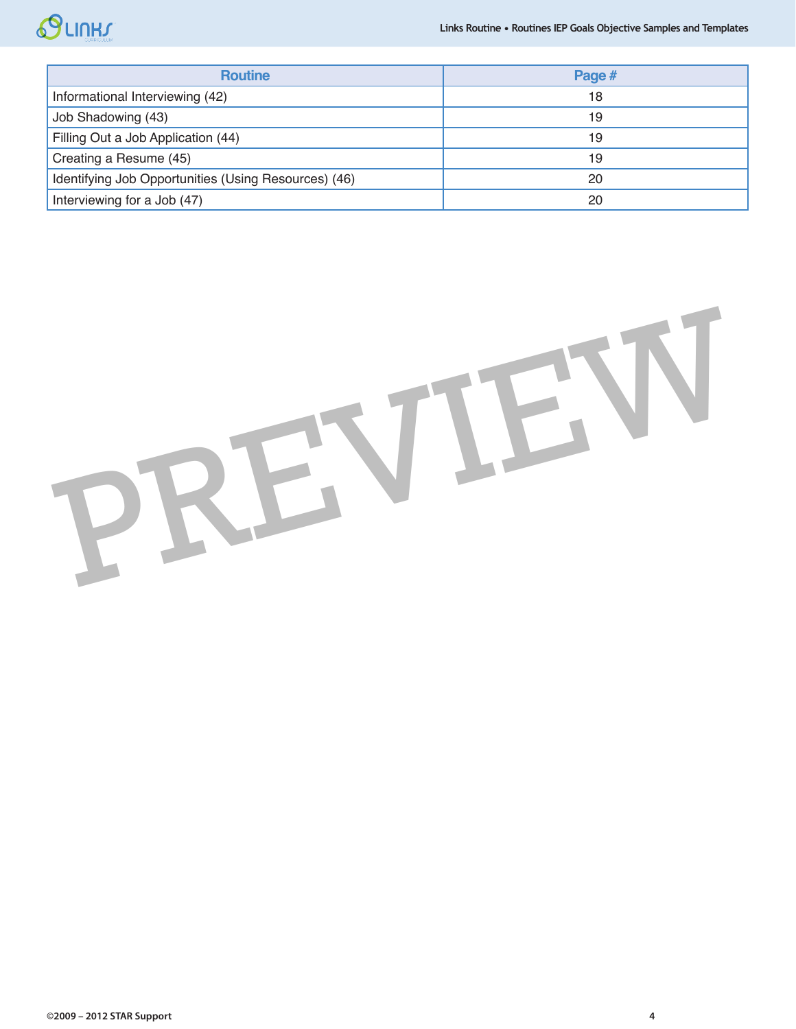| Routine | Page # |
| --- | --- |
| Informational Interviewing (42) | 18 |
| Job Shadowing (43) | 19 |
| Filling Out a Job Application (44) | 19 |
| Creating a Resume (45) | 19 |
| Identifying Job Opportunities (Using Resources) (46) | 20 |
| Interviewing for a Job (47) | 20 |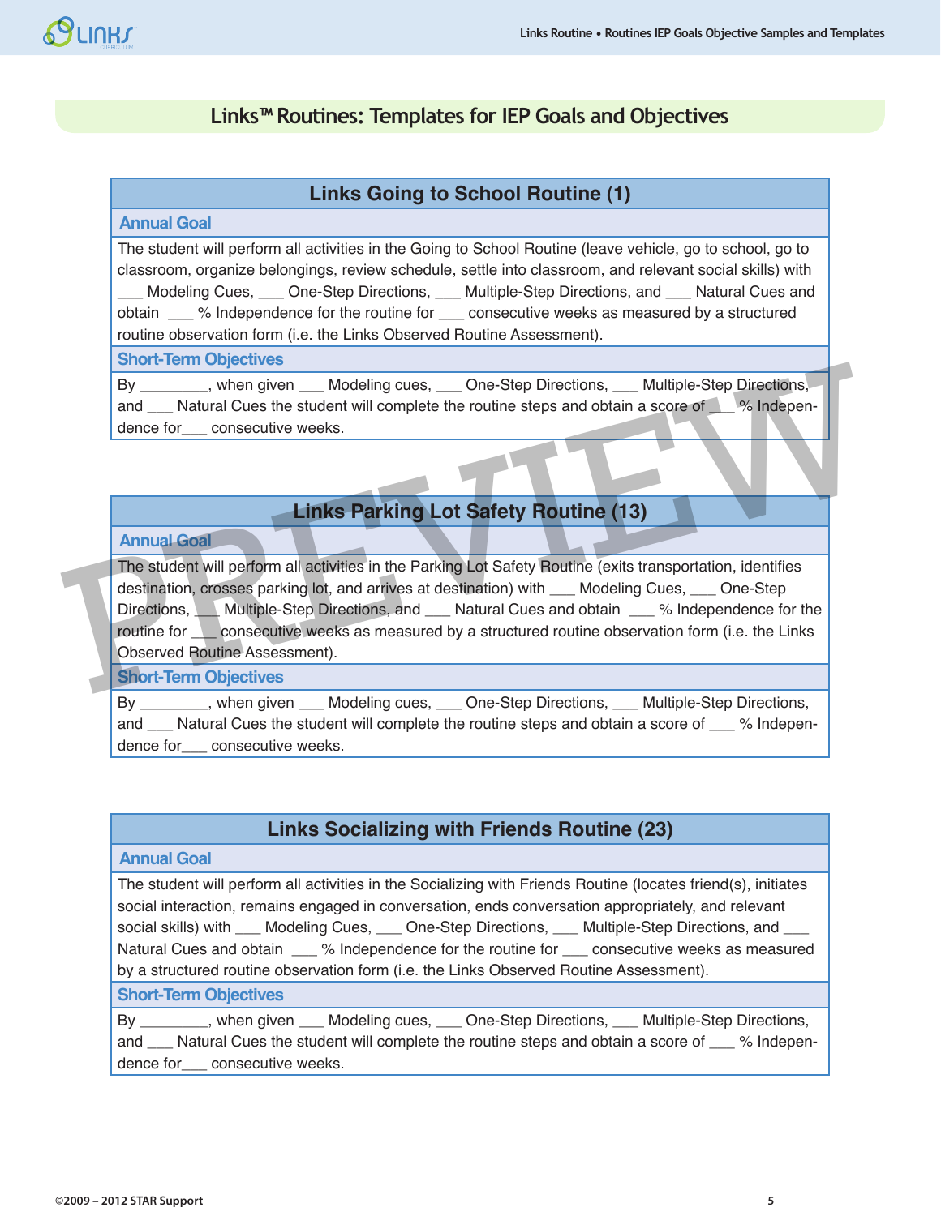# Links™ Routines: Templates for IEP Goals and Objectives

## Links Going to School Routine (1)

### Annual Goal

The student will perform all activities in the Going to School Routine (leave vehicle, go to school, go to classroom, organize belongings, review schedule, settle into classroom, and relevant social skills) with ___ Modeling Cues, ___ One-Step Directions, ___ Multiple-Step Directions, and ___ Natural Cues and obtain ___ % Independence for the routine for ___ consecutive weeks as measured by a structured routine observation form (i.e. the Links Observed Routine Assessment).

### Short-Term Objectives

By ________, when given ___ Modeling cues, ___ One-Step Directions, ___ Multiple-Step Directions, and ___ Natural Cues the student will complete the routine steps and obtain a score of ___ % Independence for___ consecutive weeks.

## Links Parking Lot Safety Routine (13)

### Annual Goal

The student will perform all activities in the Parking Lot Safety Routine (exits transportation, identifies destination, crosses parking lot, and arrives at destination) with ___ Modeling Cues, ___ One-Step Directions, ___ Multiple-Step Directions, and ___ Natural Cues and obtain ___ % Independence for the routine for ___ consecutive weeks as measured by a structured routine observation form (i.e. the Links Observed Routine Assessment).

### Short-Term Objectives

By ________, when given ___ Modeling cues, ___ One-Step Directions, ___ Multiple-Step Directions, and ___ Natural Cues the student will complete the routine steps and obtain a score of ___ % Independence for___ consecutive weeks.

## Links Socializing with Friends Routine (23)

### Annual Goal

The student will perform all activities in the Socializing with Friends Routine (locates friend(s), initiates social interaction, remains engaged in conversation, ends conversation appropriately, and relevant social skills) with ___ Modeling Cues, ___ One-Step Directions, ___ Multiple-Step Directions, and ___ Natural Cues and obtain ___ % Independence for the routine for ___ consecutive weeks as measured by a structured routine observation form (i.e. the Links Observed Routine Assessment).

### Short-Term Objectives

By ________, when given ___ Modeling cues, ___ One-Step Directions, ___ Multiple-Step Directions, and ___ Natural Cues the student will complete the routine steps and obtain a score of ___ % Independence for___ consecutive weeks.

©2009 – 2012 STAR Support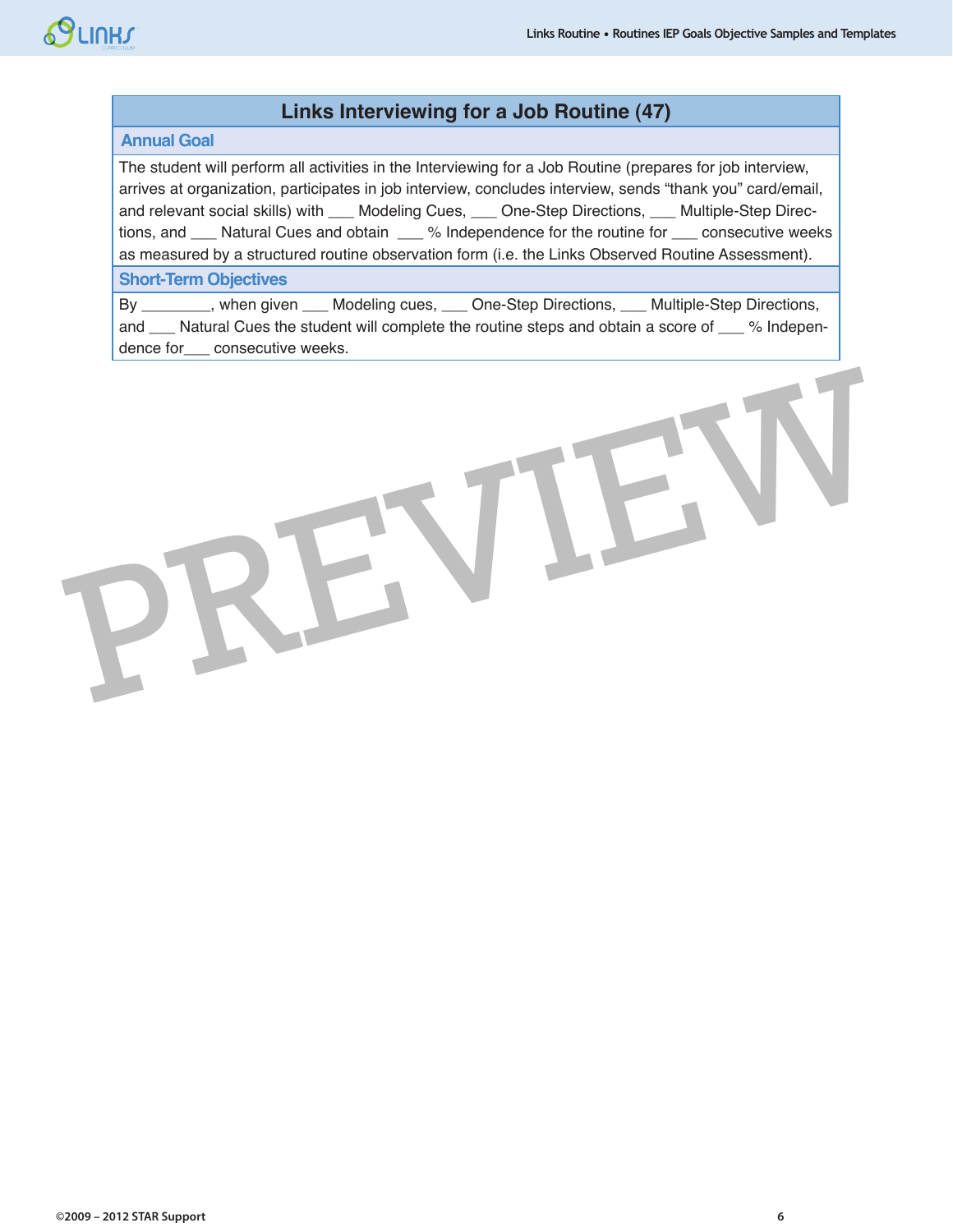## Links Interviewing for a Job Routine (47)

### Annual Goal

The student will perform all activities in the Interviewing for a Job Routine (prepares for job interview, arrives at organization, participates in job interview, concludes interview, sends "thank you" card/email, and relevant social skills) with ___ Modeling Cues, ___ One-Step Directions, ___ Multiple-Step Directions, and ___ Natural Cues and obtain ___ % Independence for the routine for ___ consecutive weeks as measured by a structured routine observation form (i.e. the Links Observed Routine Assessment).

### Short-Term Objectives

By ________, when given ___ Modeling cues, ___ One-Step Directions, ___ Multiple-Step Directions, and ___ Natural Cues the student will complete the routine steps and obtain a score of ___ % Independence for___ consecutive weeks.